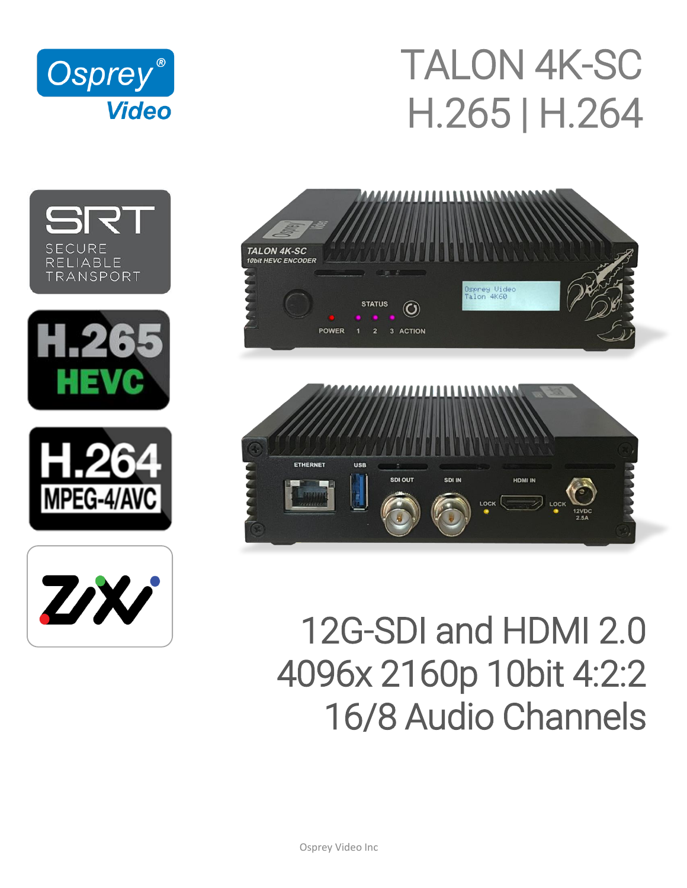# TALON 4K-SC
# H.265 | H.264

## 12G-SDI and HDMI 2.0
## 4096x 2160p 10bit 4:2:2
## 16/8 Audio Channels

Osprey Video Inc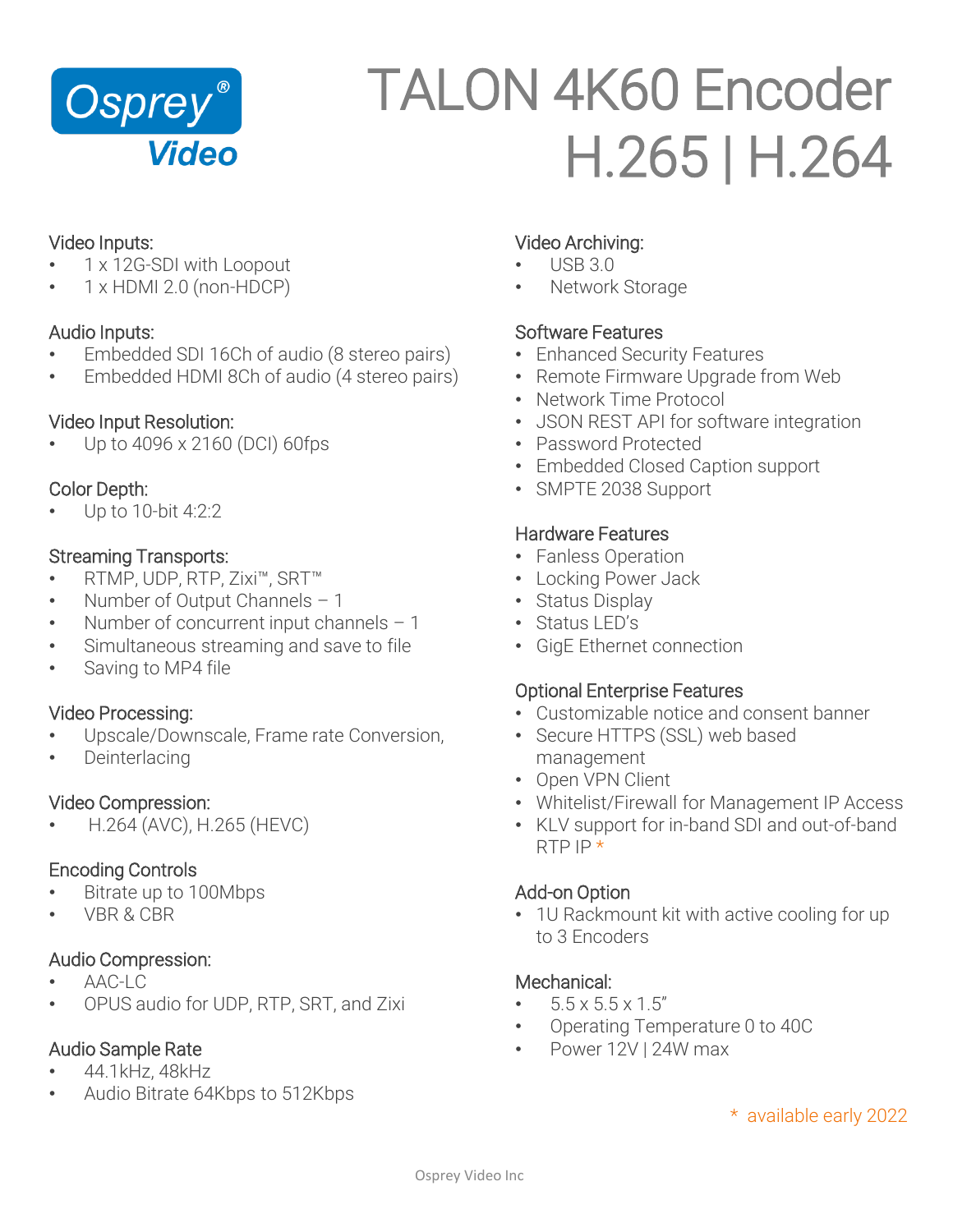Osprey® Video

# TALON 4K60 Encoder H.265 | H.264

## Video Inputs:
- 1 x 12G-SDI with Loopout
- 1 x HDMI 2.0 (non-HDCP)

## Audio Inputs:
- Embedded SDI 16Ch of audio (8 stereo pairs)
- Embedded HDMI 8Ch of audio (4 stereo pairs)

## Video Input Resolution:
- Up to 4096 x 2160 (DCI) 60fps

## Color Depth:
- Up to 10-bit 4:2:2

## Streaming Transports:
- RTMP, UDP, RTP, Zixi™, SRT™
- Number of Output Channels – 1
- Number of concurrent input channels – 1
- Simultaneous streaming and save to file
- Saving to MP4 file

## Video Processing:
- Upscale/Downscale, Frame rate Conversion,
- Deinterlacing

## Video Compression:
- H.264 (AVC), H.265 (HEVC)

## Encoding Controls
- Bitrate up to 100Mbps
- VBR & CBR

## Audio Compression:
- AAC-LC
- OPUS audio for UDP, RTP, SRT, and Zixi

## Audio Sample Rate
- 44.1kHz, 48kHz
- Audio Bitrate 64Kbps to 512Kbps

## Video Archiving:
- USB 3.0
- Network Storage

## Software Features
- Enhanced Security Features
- Remote Firmware Upgrade from Web
- Network Time Protocol
- JSON REST API for software integration
- Password Protected
- Embedded Closed Caption support
- SMPTE 2038 Support

## Hardware Features
- Fanless Operation
- Locking Power Jack
- Status Display
- Status LED's
- GigE Ethernet connection

## Optional Enterprise Features
- Customizable notice and consent banner
- Secure HTTPS (SSL) web based management
- Open VPN Client
- Whitelist/Firewall for Management IP Access
- KLV support for in-band SDI and out-of-band RTP IP *

## Add-on Option
- 1U Rackmount kit with active cooling for up to 3 Encoders

## Mechanical:
- 5.5 x 5.5 x 1.5"
- Operating Temperature 0 to 40C
- Power 12V | 24W max

\* available early 2022